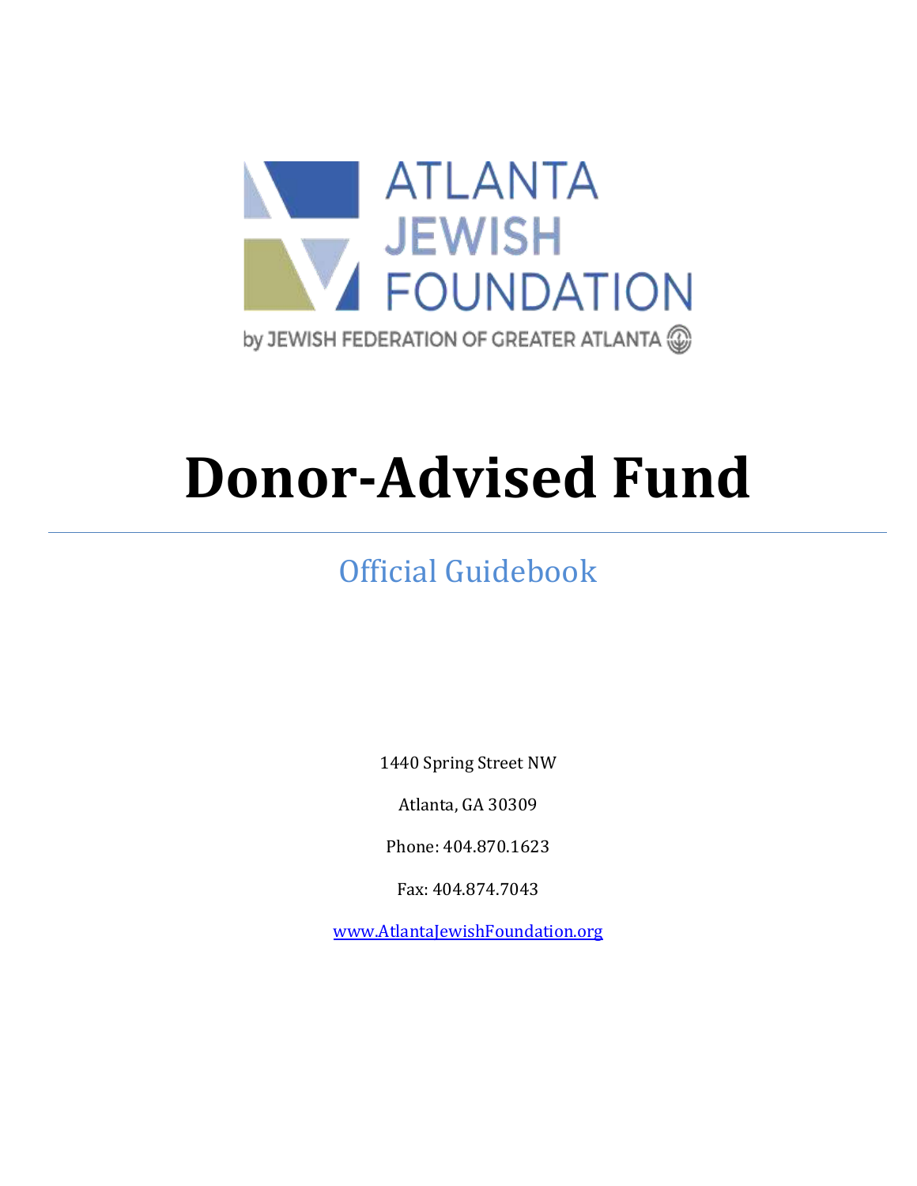ATLANTA JEWISH FOUNDATION

by JEWISH FEDERATION OF GREATER ATLANTA

# Donor-Advised Fund

---

## Official Guidebook

1440 Spring Street NW

Atlanta, GA 30309

Phone: 404.870.1623

Fax: 404.874.7043

www.AtlantaJewishFoundation.org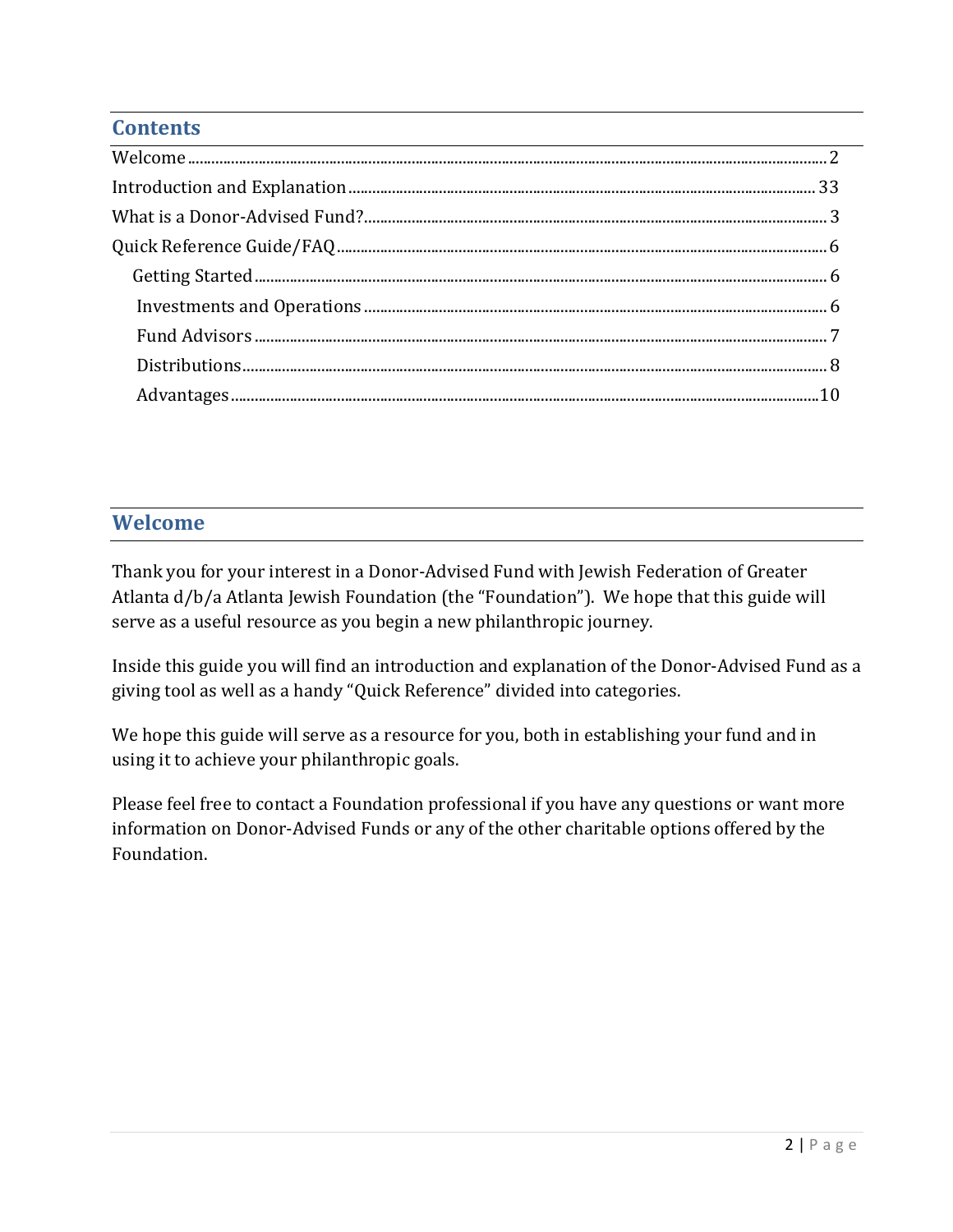## Contents

- Welcome ........ 2
- Introduction and Explanation ........ 33
- What is a Donor-Advised Fund? ........ 3
- Quick Reference Guide/FAQ ........ 6
  - Getting Started ........ 6
  - Investments and Operations ........ 6
  - Fund Advisors ........ 7
  - Distributions ........ 8
  - Advantages ........ 10

## Welcome

Thank you for your interest in a Donor-Advised Fund with Jewish Federation of Greater Atlanta d/b/a Atlanta Jewish Foundation (the "Foundation"). We hope that this guide will serve as a useful resource as you begin a new philanthropic journey.

Inside this guide you will find an introduction and explanation of the Donor-Advised Fund as a giving tool as well as a handy "Quick Reference" divided into categories.

We hope this guide will serve as a resource for you, both in establishing your fund and in using it to achieve your philanthropic goals.

Please feel free to contact a Foundation professional if you have any questions or want more information on Donor-Advised Funds or any of the other charitable options offered by the Foundation.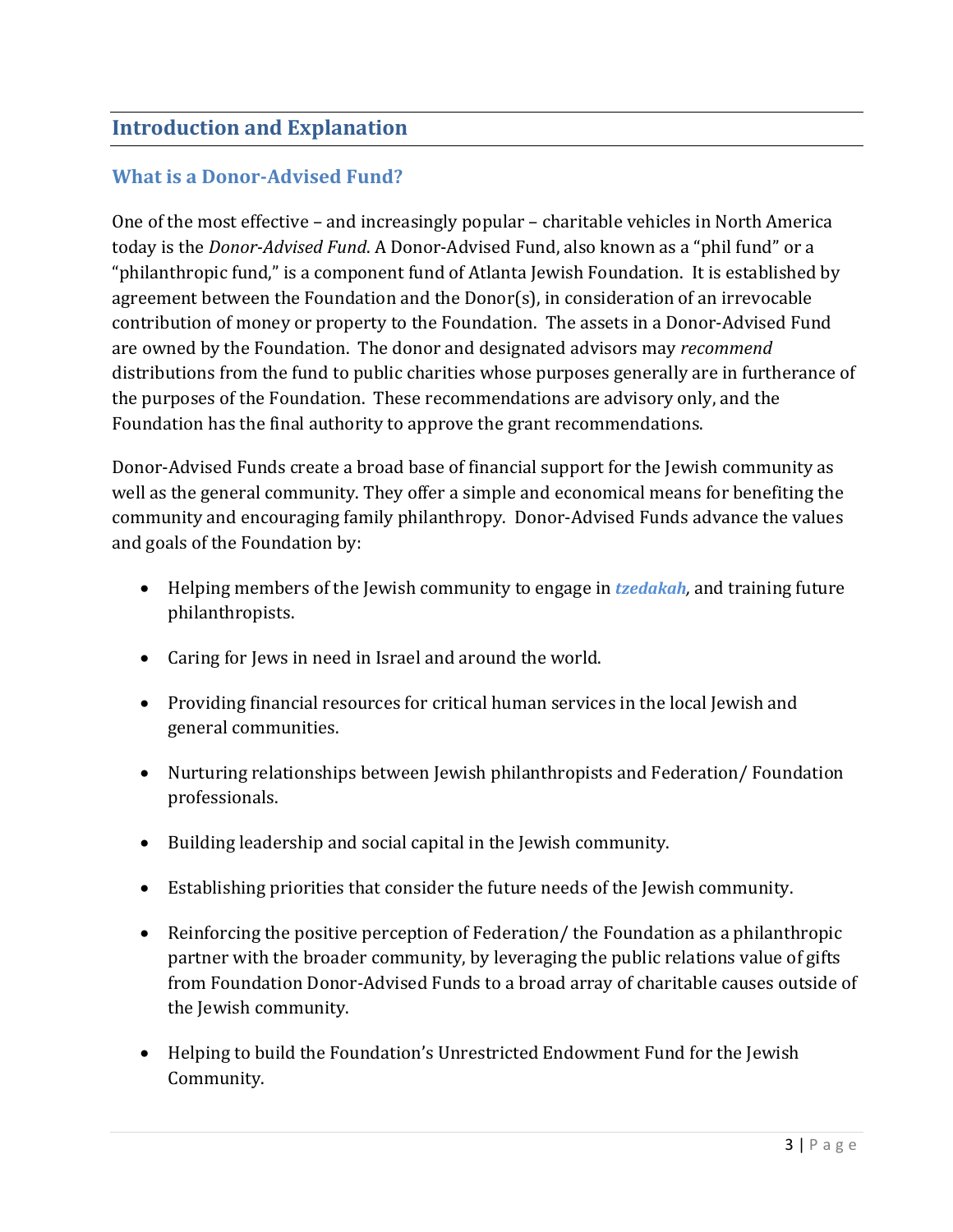## Introduction and Explanation

### What is a Donor-Advised Fund?

One of the most effective – and increasingly popular – charitable vehicles in North America today is the *Donor-Advised Fund*. A Donor-Advised Fund, also known as a "phil fund" or a "philanthropic fund," is a component fund of Atlanta Jewish Foundation. It is established by agreement between the Foundation and the Donor(s), in consideration of an irrevocable contribution of money or property to the Foundation. The assets in a Donor-Advised Fund are owned by the Foundation. The donor and designated advisors may *recommend* distributions from the fund to public charities whose purposes generally are in furtherance of the purposes of the Foundation. These recommendations are advisory only, and the Foundation has the final authority to approve the grant recommendations.

Donor-Advised Funds create a broad base of financial support for the Jewish community as well as the general community. They offer a simple and economical means for benefiting the community and encouraging family philanthropy. Donor-Advised Funds advance the values and goals of the Foundation by:

- Helping members of the Jewish community to engage in ***tzedakah***, and training future philanthropists.
- Caring for Jews in need in Israel and around the world.
- Providing financial resources for critical human services in the local Jewish and general communities.
- Nurturing relationships between Jewish philanthropists and Federation/ Foundation professionals.
- Building leadership and social capital in the Jewish community.
- Establishing priorities that consider the future needs of the Jewish community.
- Reinforcing the positive perception of Federation/ the Foundation as a philanthropic partner with the broader community, by leveraging the public relations value of gifts from Foundation Donor-Advised Funds to a broad array of charitable causes outside of the Jewish community.
- Helping to build the Foundation's Unrestricted Endowment Fund for the Jewish Community.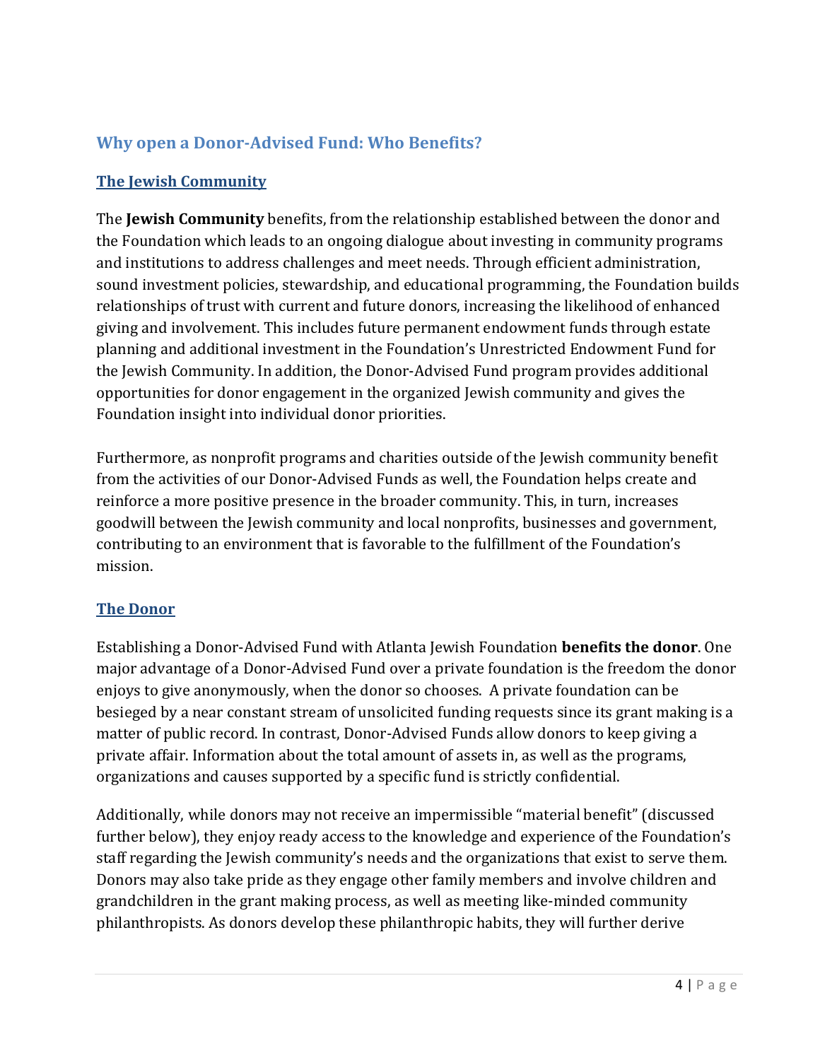## Why open a Donor-Advised Fund: Who Benefits?

### The Jewish Community

The **Jewish Community** benefits, from the relationship established between the donor and the Foundation which leads to an ongoing dialogue about investing in community programs and institutions to address challenges and meet needs. Through efficient administration, sound investment policies, stewardship, and educational programming, the Foundation builds relationships of trust with current and future donors, increasing the likelihood of enhanced giving and involvement. This includes future permanent endowment funds through estate planning and additional investment in the Foundation's Unrestricted Endowment Fund for the Jewish Community. In addition, the Donor-Advised Fund program provides additional opportunities for donor engagement in the organized Jewish community and gives the Foundation insight into individual donor priorities.

Furthermore, as nonprofit programs and charities outside of the Jewish community benefit from the activities of our Donor-Advised Funds as well, the Foundation helps create and reinforce a more positive presence in the broader community. This, in turn, increases goodwill between the Jewish community and local nonprofits, businesses and government, contributing to an environment that is favorable to the fulfillment of the Foundation's mission.

### The Donor

Establishing a Donor-Advised Fund with Atlanta Jewish Foundation **benefits the donor**. One major advantage of a Donor-Advised Fund over a private foundation is the freedom the donor enjoys to give anonymously, when the donor so chooses. A private foundation can be besieged by a near constant stream of unsolicited funding requests since its grant making is a matter of public record. In contrast, Donor-Advised Funds allow donors to keep giving a private affair. Information about the total amount of assets in, as well as the programs, organizations and causes supported by a specific fund is strictly confidential.

Additionally, while donors may not receive an impermissible "material benefit" (discussed further below), they enjoy ready access to the knowledge and experience of the Foundation's staff regarding the Jewish community's needs and the organizations that exist to serve them. Donors may also take pride as they engage other family members and involve children and grandchildren in the grant making process, as well as meeting like-minded community philanthropists. As donors develop these philanthropic habits, they will further derive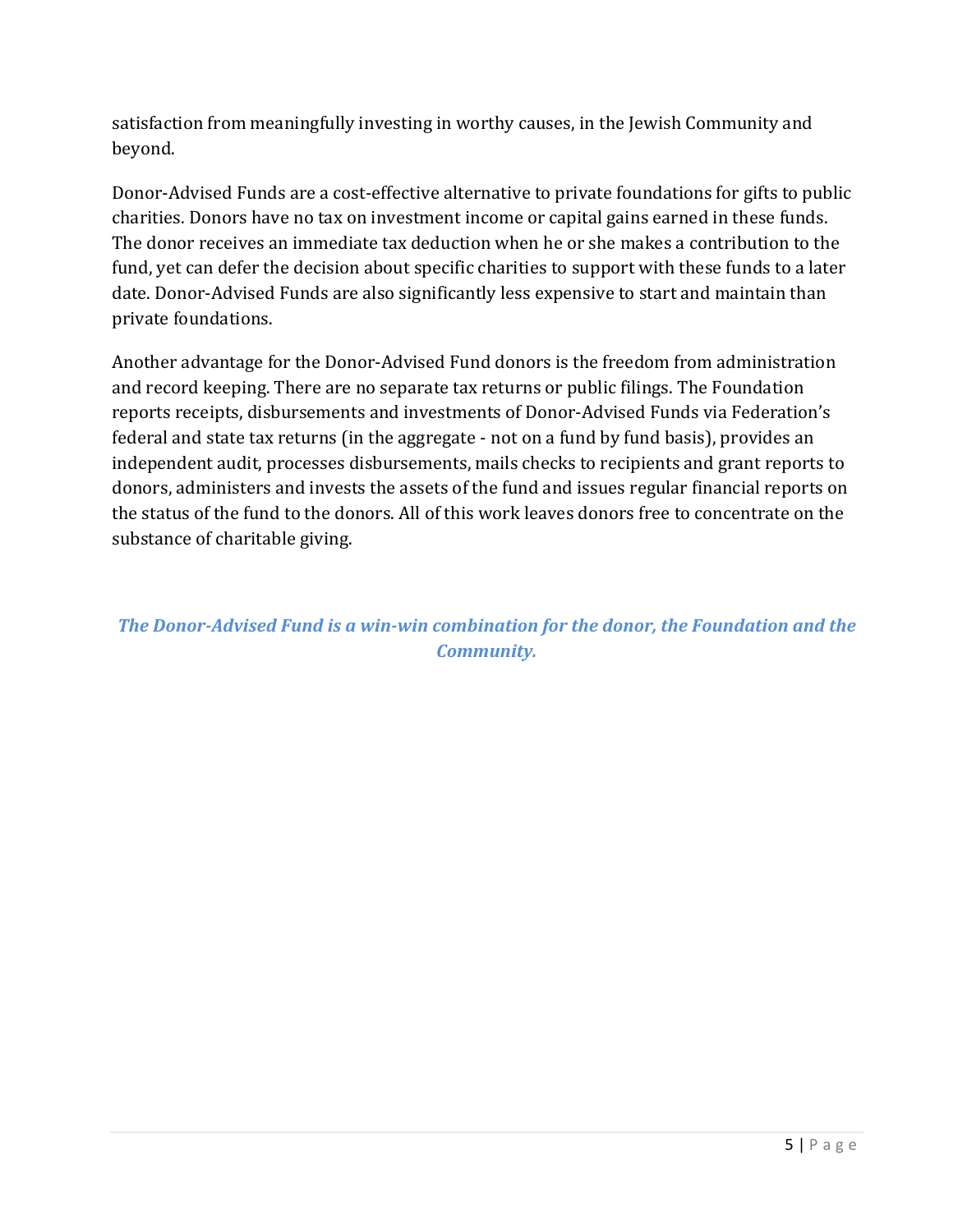satisfaction from meaningfully investing in worthy causes, in the Jewish Community and beyond.

Donor-Advised Funds are a cost-effective alternative to private foundations for gifts to public charities. Donors have no tax on investment income or capital gains earned in these funds. The donor receives an immediate tax deduction when he or she makes a contribution to the fund, yet can defer the decision about specific charities to support with these funds to a later date. Donor-Advised Funds are also significantly less expensive to start and maintain than private foundations.

Another advantage for the Donor-Advised Fund donors is the freedom from administration and record keeping. There are no separate tax returns or public filings. The Foundation reports receipts, disbursements and investments of Donor-Advised Funds via Federation's federal and state tax returns (in the aggregate - not on a fund by fund basis), provides an independent audit, processes disbursements, mails checks to recipients and grant reports to donors, administers and invests the assets of the fund and issues regular financial reports on the status of the fund to the donors. All of this work leaves donors free to concentrate on the substance of charitable giving.

***The Donor-Advised Fund is a win-win combination for the donor, the Foundation and the Community.***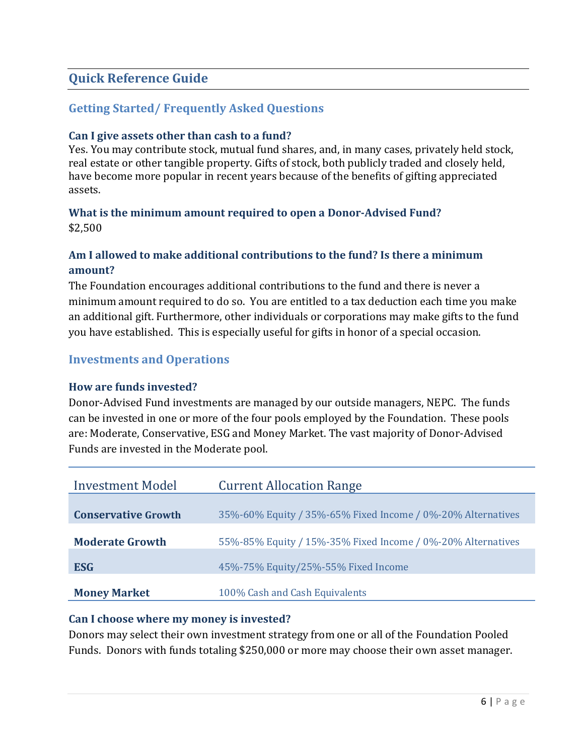## Quick Reference Guide

### Getting Started/ Frequently Asked Questions

**Can I give assets other than cash to a fund?**

Yes. You may contribute stock, mutual fund shares, and, in many cases, privately held stock, real estate or other tangible property. Gifts of stock, both publicly traded and closely held, have become more popular in recent years because of the benefits of gifting appreciated assets.

**What is the minimum amount required to open a Donor-Advised Fund?**

$2,500

**Am I allowed to make additional contributions to the fund? Is there a minimum amount?**

The Foundation encourages additional contributions to the fund and there is never a minimum amount required to do so. You are entitled to a tax deduction each time you make an additional gift. Furthermore, other individuals or corporations may make gifts to the fund you have established. This is especially useful for gifts in honor of a special occasion.

### Investments and Operations

**How are funds invested?**

Donor-Advised Fund investments are managed by our outside managers, NEPC. The funds can be invested in one or more of the four pools employed by the Foundation. These pools are: Moderate, Conservative, ESG and Money Market. The vast majority of Donor-Advised Funds are invested in the Moderate pool.

| Investment Model | Current Allocation Range |
|---|---|
| **Conservative Growth** | 35%-60% Equity / 35%-65% Fixed Income / 0%-20% Alternatives |
| **Moderate Growth** | 55%-85% Equity / 15%-35% Fixed Income / 0%-20% Alternatives |
| **ESG** | 45%-75% Equity/25%-55% Fixed Income |
| **Money Market** | 100% Cash and Cash Equivalents |

**Can I choose where my money is invested?**

Donors may select their own investment strategy from one or all of the Foundation Pooled Funds. Donors with funds totaling $250,000 or more may choose their own asset manager.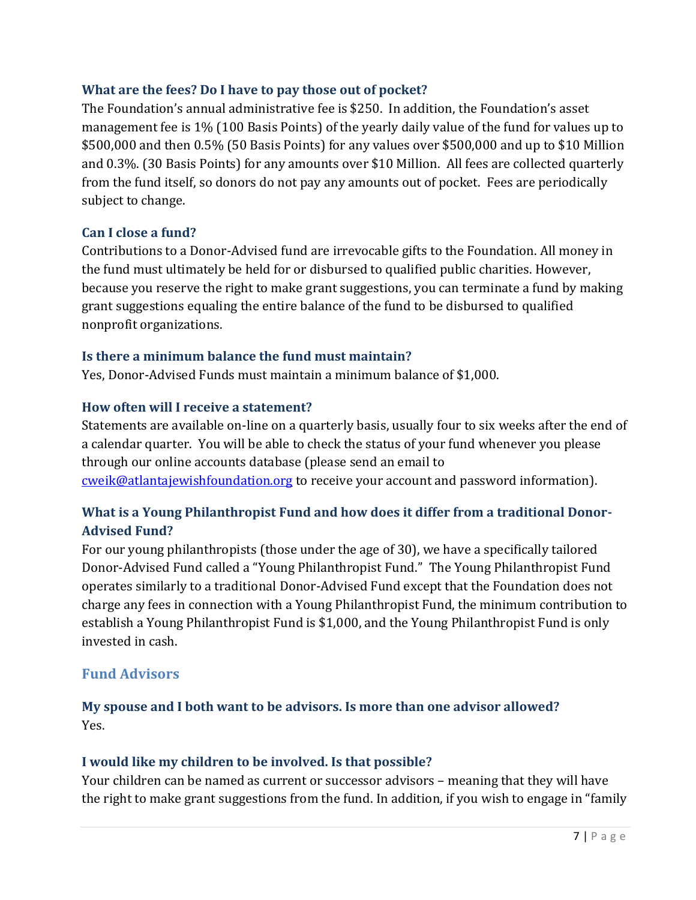### What are the fees? Do I have to pay those out of pocket?

The Foundation's annual administrative fee is $250. In addition, the Foundation's asset management fee is 1% (100 Basis Points) of the yearly daily value of the fund for values up to $500,000 and then 0.5% (50 Basis Points) for any values over $500,000 and up to $10 Million and 0.3%. (30 Basis Points) for any amounts over $10 Million. All fees are collected quarterly from the fund itself, so donors do not pay any amounts out of pocket. Fees are periodically subject to change.

### Can I close a fund?

Contributions to a Donor-Advised fund are irrevocable gifts to the Foundation. All money in the fund must ultimately be held for or disbursed to qualified public charities. However, because you reserve the right to make grant suggestions, you can terminate a fund by making grant suggestions equaling the entire balance of the fund to be disbursed to qualified nonprofit organizations.

### Is there a minimum balance the fund must maintain?

Yes, Donor-Advised Funds must maintain a minimum balance of $1,000.

### How often will I receive a statement?

Statements are available on-line on a quarterly basis, usually four to six weeks after the end of a calendar quarter. You will be able to check the status of your fund whenever you please through our online accounts database (please send an email to [cweik@atlantajewishfoundation.org](mailto:cweik@atlantajewishfoundation.org) to receive your account and password information).

### What is a Young Philanthropist Fund and how does it differ from a traditional Donor-Advised Fund?

For our young philanthropists (those under the age of 30), we have a specifically tailored Donor-Advised Fund called a "Young Philanthropist Fund." The Young Philanthropist Fund operates similarly to a traditional Donor-Advised Fund except that the Foundation does not charge any fees in connection with a Young Philanthropist Fund, the minimum contribution to establish a Young Philanthropist Fund is $1,000, and the Young Philanthropist Fund is only invested in cash.

## Fund Advisors

### My spouse and I both want to be advisors. Is more than one advisor allowed?

Yes.

### I would like my children to be involved. Is that possible?

Your children can be named as current or successor advisors – meaning that they will have the right to make grant suggestions from the fund. In addition, if you wish to engage in "family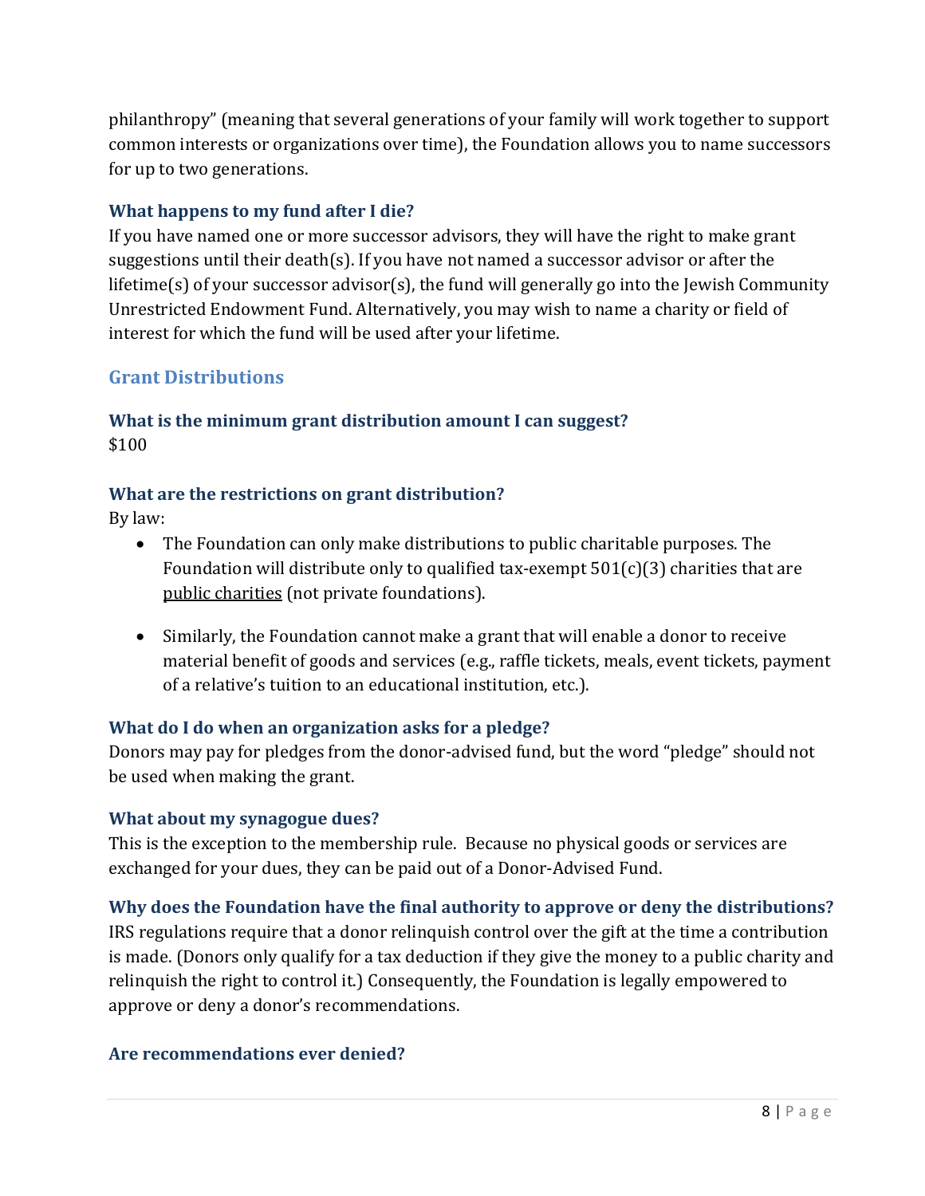philanthropy" (meaning that several generations of your family will work together to support common interests or organizations over time), the Foundation allows you to name successors for up to two generations.

### What happens to my fund after I die?

If you have named one or more successor advisors, they will have the right to make grant suggestions until their death(s). If you have not named a successor advisor or after the lifetime(s) of your successor advisor(s), the fund will generally go into the Jewish Community Unrestricted Endowment Fund. Alternatively, you may wish to name a charity or field of interest for which the fund will be used after your lifetime.

## Grant Distributions

### What is the minimum grant distribution amount I can suggest?

$100

### What are the restrictions on grant distribution?

By law:

- The Foundation can only make distributions to public charitable purposes. The Foundation will distribute only to qualified tax-exempt 501(c)(3) charities that are public charities (not private foundations).

- Similarly, the Foundation cannot make a grant that will enable a donor to receive material benefit of goods and services (e.g., raffle tickets, meals, event tickets, payment of a relative's tuition to an educational institution, etc.).

### What do I do when an organization asks for a pledge?

Donors may pay for pledges from the donor-advised fund, but the word "pledge" should not be used when making the grant.

### What about my synagogue dues?

This is the exception to the membership rule. Because no physical goods or services are exchanged for your dues, they can be paid out of a Donor-Advised Fund.

### Why does the Foundation have the final authority to approve or deny the distributions?

IRS regulations require that a donor relinquish control over the gift at the time a contribution is made. (Donors only qualify for a tax deduction if they give the money to a public charity and relinquish the right to control it.) Consequently, the Foundation is legally empowered to approve or deny a donor's recommendations.

### Are recommendations ever denied?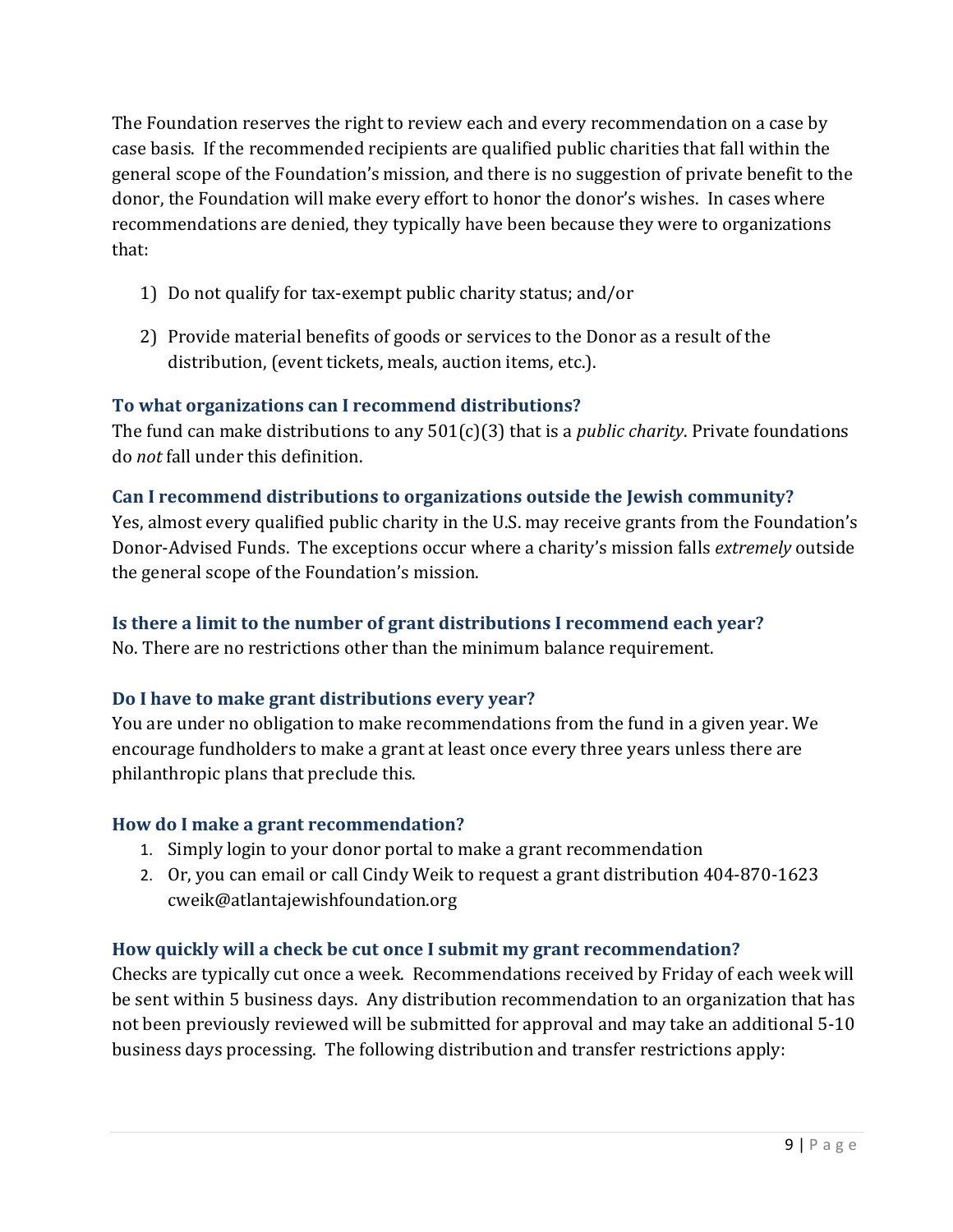The Foundation reserves the right to review each and every recommendation on a case by case basis. If the recommended recipients are qualified public charities that fall within the general scope of the Foundation's mission, and there is no suggestion of private benefit to the donor, the Foundation will make every effort to honor the donor's wishes. In cases where recommendations are denied, they typically have been because they were to organizations that:

1) Do not qualify for tax-exempt public charity status; and/or

2) Provide material benefits of goods or services to the Donor as a result of the distribution, (event tickets, meals, auction items, etc.).

### To what organizations can I recommend distributions?

The fund can make distributions to any 501(c)(3) that is a *public charity*. Private foundations do *not* fall under this definition.

### Can I recommend distributions to organizations outside the Jewish community?

Yes, almost every qualified public charity in the U.S. may receive grants from the Foundation's Donor-Advised Funds. The exceptions occur where a charity's mission falls *extremely* outside the general scope of the Foundation's mission.

### Is there a limit to the number of grant distributions I recommend each year?

No. There are no restrictions other than the minimum balance requirement.

### Do I have to make grant distributions every year?

You are under no obligation to make recommendations from the fund in a given year. We encourage fundholders to make a grant at least once every three years unless there are philanthropic plans that preclude this.

### How do I make a grant recommendation?

1. Simply login to your donor portal to make a grant recommendation
2. Or, you can email or call Cindy Weik to request a grant distribution 404-870-1623 cweik@atlantajewishfoundation.org

### How quickly will a check be cut once I submit my grant recommendation?

Checks are typically cut once a week. Recommendations received by Friday of each week will be sent within 5 business days. Any distribution recommendation to an organization that has not been previously reviewed will be submitted for approval and may take an additional 5-10 business days processing. The following distribution and transfer restrictions apply: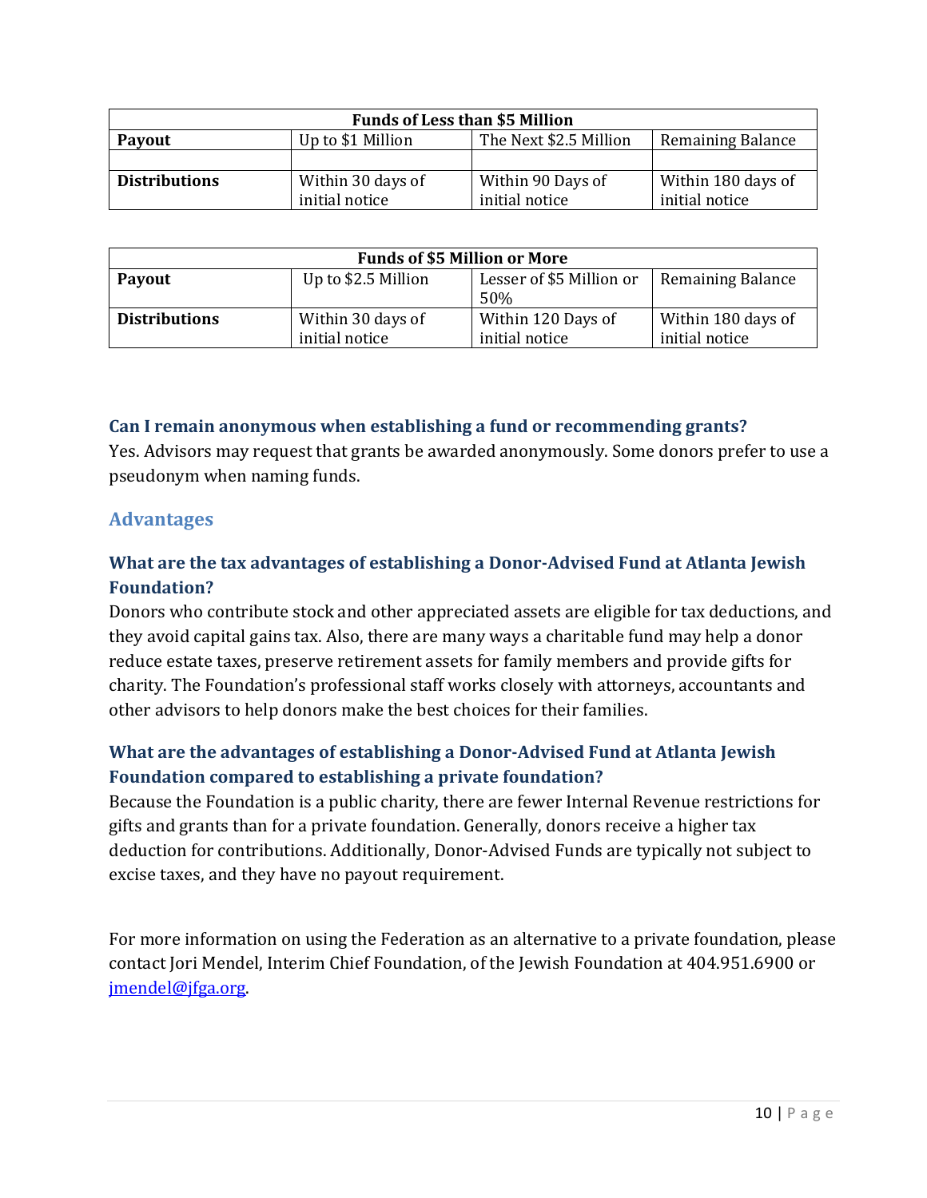| Funds of Less than $5 Million | | | |
|---|---|---|---|
| **Payout** | Up to $1 Million | The Next $2.5 Million | Remaining Balance |
| | | | |
| **Distributions** | Within 30 days of initial notice | Within 90 Days of initial notice | Within 180 days of initial notice |

| Funds of $5 Million or More | | | |
|---|---|---|---|
| **Payout** | Up to $2.5 Million | Lesser of $5 Million or 50% | Remaining Balance |
| **Distributions** | Within 30 days of initial notice | Within 120 Days of initial notice | Within 180 days of initial notice |

### Can I remain anonymous when establishing a fund or recommending grants?

Yes. Advisors may request that grants be awarded anonymously. Some donors prefer to use a pseudonym when naming funds.

## Advantages

### What are the tax advantages of establishing a Donor-Advised Fund at Atlanta Jewish Foundation?

Donors who contribute stock and other appreciated assets are eligible for tax deductions, and they avoid capital gains tax. Also, there are many ways a charitable fund may help a donor reduce estate taxes, preserve retirement assets for family members and provide gifts for charity. The Foundation's professional staff works closely with attorneys, accountants and other advisors to help donors make the best choices for their families.

### What are the advantages of establishing a Donor-Advised Fund at Atlanta Jewish Foundation compared to establishing a private foundation?

Because the Foundation is a public charity, there are fewer Internal Revenue restrictions for gifts and grants than for a private foundation. Generally, donors receive a higher tax deduction for contributions. Additionally, Donor-Advised Funds are typically not subject to excise taxes, and they have no payout requirement.

For more information on using the Federation as an alternative to a private foundation, please contact Jori Mendel, Interim Chief Foundation, of the Jewish Foundation at 404.951.6900 or jmendel@jfga.org.